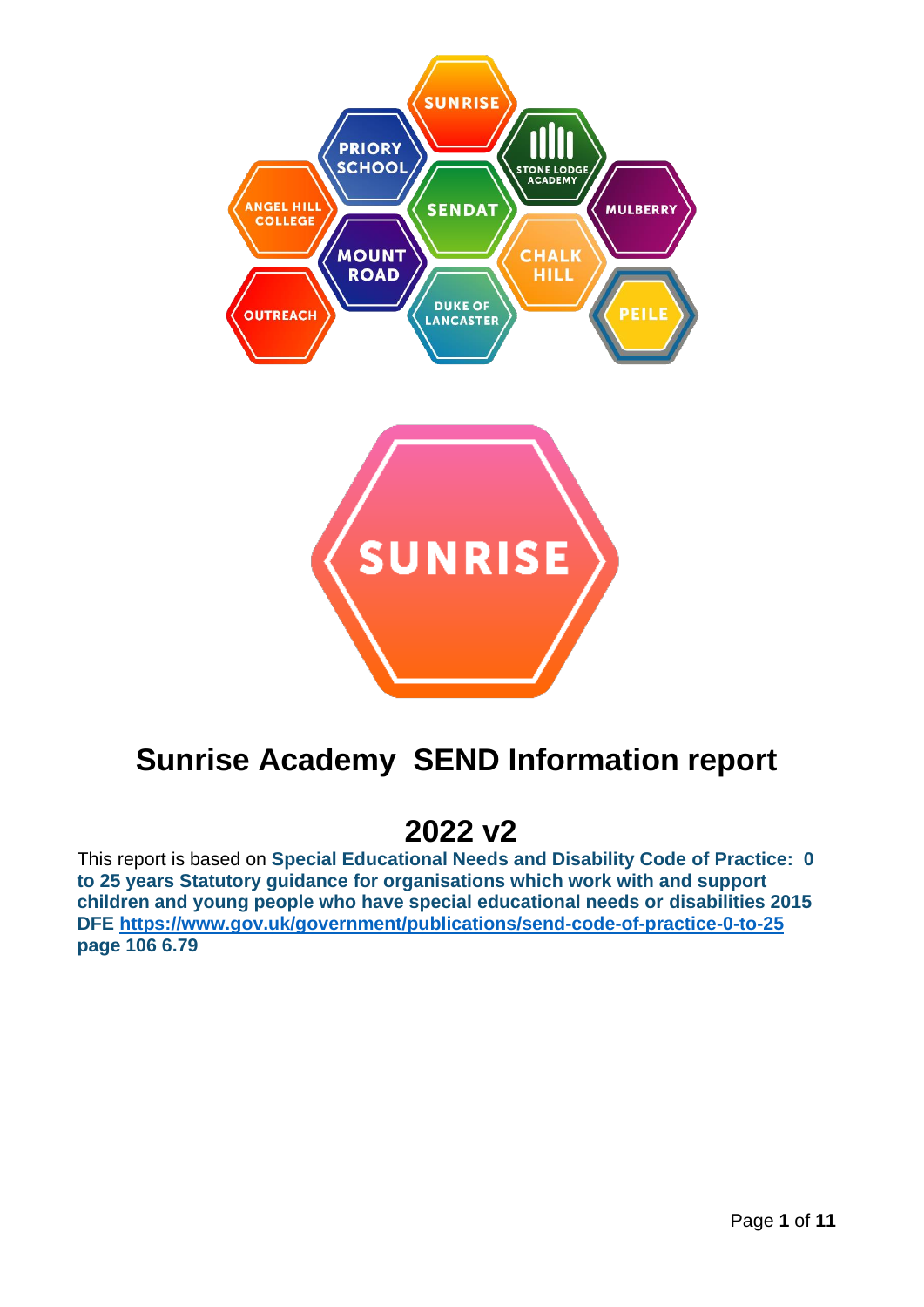# Sunrise Academy SEND Information report

# 2022 v2

This report is based on **Special Educational Needs and Disability Code of Practice: 0 to 25 years Statutory guidance for organisations which work with and support children and young people who have special educational needs or disabilities 2015 DFE https://www.gov.uk/government/publications/send-code-of-practice-0-to-25 page 106 6.79**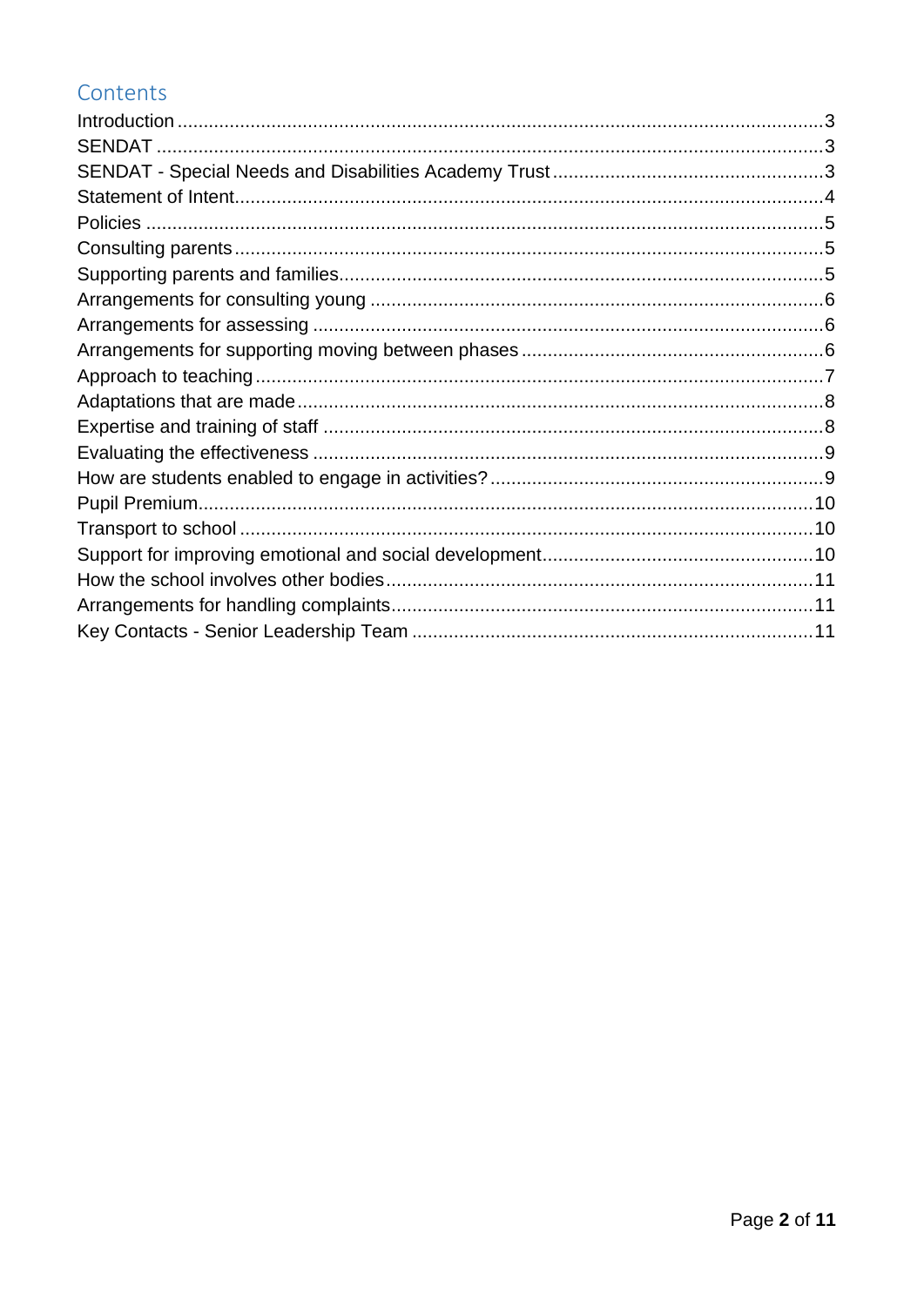## Contents

- Introduction ....... 3
- SENDAT ....... 3
- SENDAT - Special Needs and Disabilities Academy Trust ....... 3
- Statement of Intent ....... 4
- Policies ....... 5
- Consulting parents ....... 5
- Supporting parents and families ....... 5
- Arrangements for consulting young ....... 6
- Arrangements for assessing ....... 6
- Arrangements for supporting moving between phases ....... 6
- Approach to teaching ....... 7
- Adaptations that are made ....... 8
- Expertise and training of staff ....... 8
- Evaluating the effectiveness ....... 9
- How are students enabled to engage in activities? ....... 9
- Pupil Premium ....... 10
- Transport to school ....... 10
- Support for improving emotional and social development ....... 10
- How the school involves other bodies ....... 11
- Arrangements for handling complaints ....... 11
- Key Contacts - Senior Leadership Team ....... 11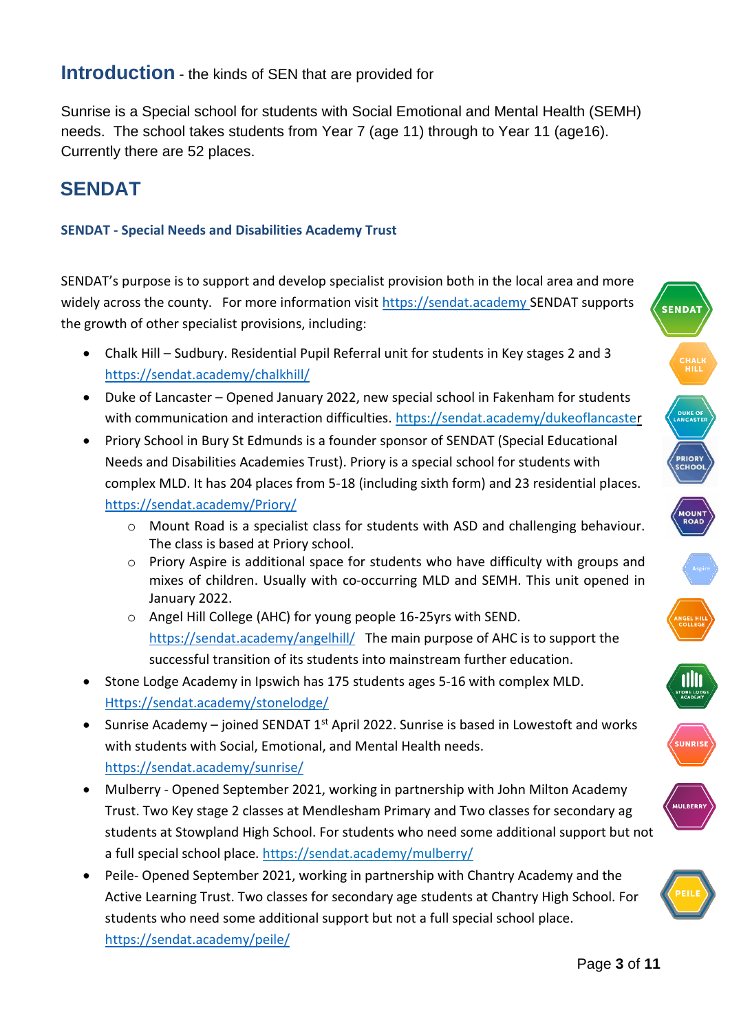## Introduction - the kinds of SEN that are provided for

Sunrise is a Special school for students with Social Emotional and Mental Health (SEMH) needs. The school takes students from Year 7 (age 11) through to Year 11 (age16). Currently there are 52 places.

## SENDAT

### SENDAT - Special Needs and Disabilities Academy Trust

SENDAT's purpose is to support and develop specialist provision both in the local area and more widely across the county. For more information visit https://sendat.academy SENDAT supports the growth of other specialist provisions, including:

- Chalk Hill – Sudbury. Residential Pupil Referral unit for students in Key stages 2 and 3 https://sendat.academy/chalkhill/
- Duke of Lancaster – Opened January 2022, new special school in Fakenham for students with communication and interaction difficulties. https://sendat.academy/dukeoflancaster
- Priory School in Bury St Edmunds is a founder sponsor of SENDAT (Special Educational Needs and Disabilities Academies Trust). Priory is a special school for students with complex MLD. It has 204 places from 5-18 (including sixth form) and 23 residential places. https://sendat.academy/Priory/
    - Mount Road is a specialist class for students with ASD and challenging behaviour. The class is based at Priory school.
    - Priory Aspire is additional space for students who have difficulty with groups and mixes of children. Usually with co-occurring MLD and SEMH. This unit opened in January 2022.
    - Angel Hill College (AHC) for young people 16-25yrs with SEND. https://sendat.academy/angelhill/ The main purpose of AHC is to support the successful transition of its students into mainstream further education.
- Stone Lodge Academy in Ipswich has 175 students ages 5-16 with complex MLD. Https://sendat.academy/stonelodge/
- Sunrise Academy – joined SENDAT 1st April 2022. Sunrise is based in Lowestoft and works with students with Social, Emotional, and Mental Health needs. https://sendat.academy/sunrise/
- Mulberry - Opened September 2021, working in partnership with John Milton Academy Trust. Two Key stage 2 classes at Mendlesham Primary and Two classes for secondary ag students at Stowpland High School. For students who need some additional support but not a full special school place. https://sendat.academy/mulberry/
- Peile- Opened September 2021, working in partnership with Chantry Academy and the Active Learning Trust. Two classes for secondary age students at Chantry High School. For students who need some additional support but not a full special school place. https://sendat.academy/peile/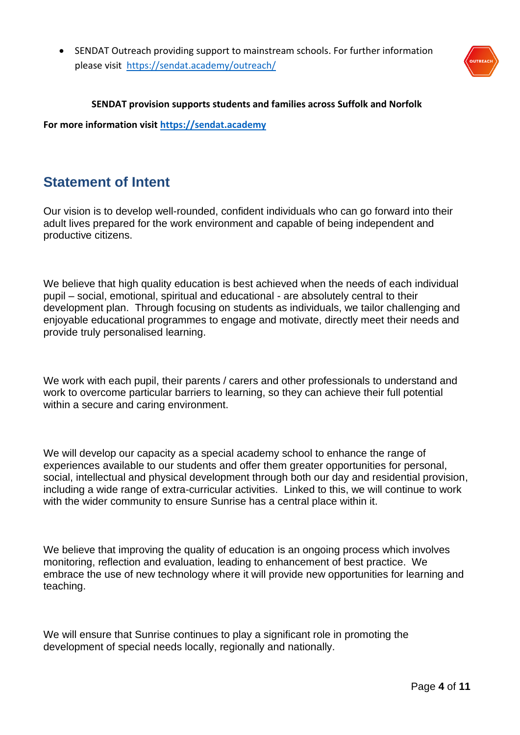- SENDAT Outreach providing support to mainstream schools. For further information please visit https://sendat.academy/outreach/

**SENDAT provision supports students and families across Suffolk and Norfolk**

**For more information visit https://sendat.academy**

## Statement of Intent

Our vision is to develop well-rounded, confident individuals who can go forward into their adult lives prepared for the work environment and capable of being independent and productive citizens.

We believe that high quality education is best achieved when the needs of each individual pupil – social, emotional, spiritual and educational - are absolutely central to their development plan. Through focusing on students as individuals, we tailor challenging and enjoyable educational programmes to engage and motivate, directly meet their needs and provide truly personalised learning.

We work with each pupil, their parents / carers and other professionals to understand and work to overcome particular barriers to learning, so they can achieve their full potential within a secure and caring environment.

We will develop our capacity as a special academy school to enhance the range of experiences available to our students and offer them greater opportunities for personal, social, intellectual and physical development through both our day and residential provision, including a wide range of extra-curricular activities. Linked to this, we will continue to work with the wider community to ensure Sunrise has a central place within it.

We believe that improving the quality of education is an ongoing process which involves monitoring, reflection and evaluation, leading to enhancement of best practice. We embrace the use of new technology where it will provide new opportunities for learning and teaching.

We will ensure that Sunrise continues to play a significant role in promoting the development of special needs locally, regionally and nationally.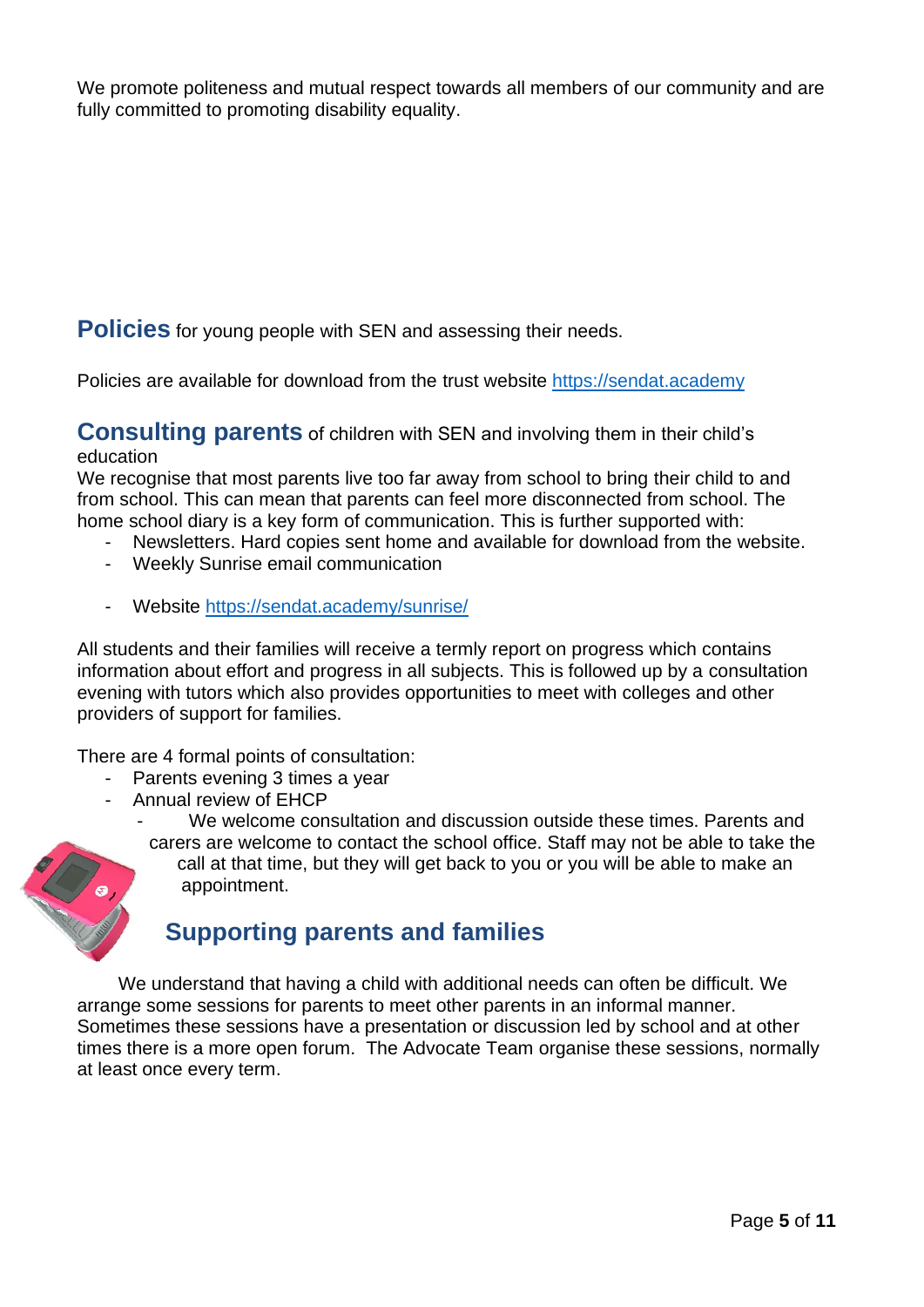We promote politeness and mutual respect towards all members of our community and are fully committed to promoting disability equality.

## Policies for young people with SEN and assessing their needs.

Policies are available for download from the trust website [https://sendat.academy](https://sendat.academy)

## Consulting parents of children with SEN and involving them in their child's education

We recognise that most parents live too far away from school to bring their child to and from school. This can mean that parents can feel more disconnected from school. The home school diary is a key form of communication. This is further supported with:

- Newsletters. Hard copies sent home and available for download from the website.
- Weekly Sunrise email communication
- Website [https://sendat.academy/sunrise/](https://sendat.academy/sunrise/)

All students and their families will receive a termly report on progress which contains information about effort and progress in all subjects. This is followed up by a consultation evening with tutors which also provides opportunities to meet with colleges and other providers of support for families.

There are 4 formal points of consultation:

- Parents evening 3 times a year
- Annual review of EHCP
  - We welcome consultation and discussion outside these times. Parents and carers are welcome to contact the school office. Staff may not be able to take the call at that time, but they will get back to you or you will be able to make an appointment.

## Supporting parents and families

We understand that having a child with additional needs can often be difficult. We arrange some sessions for parents to meet other parents in an informal manner. Sometimes these sessions have a presentation or discussion led by school and at other times there is a more open forum. The Advocate Team organise these sessions, normally at least once every term.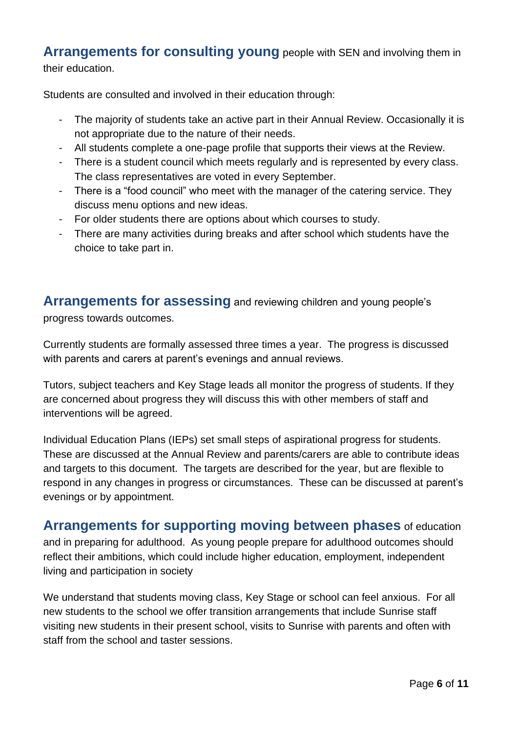**Arrangements for consulting young** people with SEN and involving them in their education.

Students are consulted and involved in their education through:

- The majority of students take an active part in their Annual Review. Occasionally it is not appropriate due to the nature of their needs.
- All students complete a one-page profile that supports their views at the Review.
- There is a student council which meets regularly and is represented by every class. The class representatives are voted in every September.
- There is a "food council" who meet with the manager of the catering service. They discuss menu options and new ideas.
- For older students there are options about which courses to study.
- There are many activities during breaks and after school which students have the choice to take part in.

**Arrangements for assessing** and reviewing children and young people's progress towards outcomes.

Currently students are formally assessed three times a year. The progress is discussed with parents and carers at parent's evenings and annual reviews.

Tutors, subject teachers and Key Stage leads all monitor the progress of students. If they are concerned about progress they will discuss this with other members of staff and interventions will be agreed.

Individual Education Plans (IEPs) set small steps of aspirational progress for students. These are discussed at the Annual Review and parents/carers are able to contribute ideas and targets to this document. The targets are described for the year, but are flexible to respond in any changes in progress or circumstances. These can be discussed at parent's evenings or by appointment.

**Arrangements for supporting moving between phases** of education and in preparing for adulthood. As young people prepare for adulthood outcomes should reflect their ambitions, which could include higher education, employment, independent living and participation in society

We understand that students moving class, Key Stage or school can feel anxious. For all new students to the school we offer transition arrangements that include Sunrise staff visiting new students in their present school, visits to Sunrise with parents and often with staff from the school and taster sessions.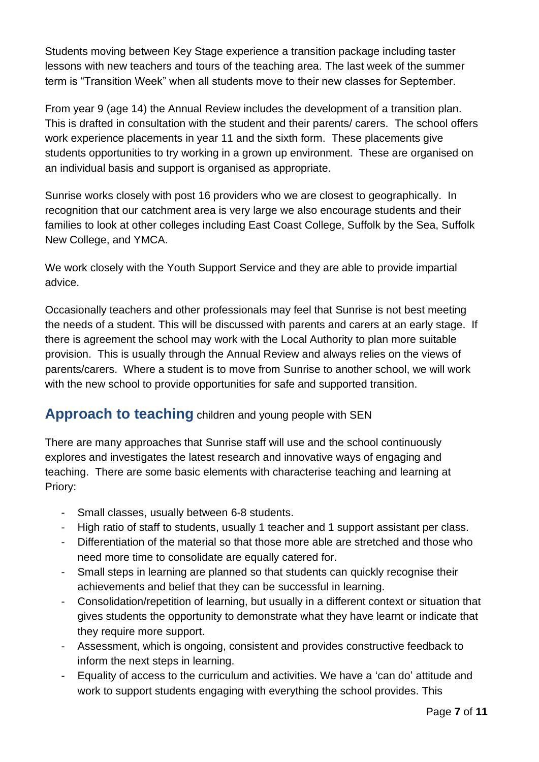Students moving between Key Stage experience a transition package including taster lessons with new teachers and tours of the teaching area. The last week of the summer term is "Transition Week" when all students move to their new classes for September.

From year 9 (age 14) the Annual Review includes the development of a transition plan. This is drafted in consultation with the student and their parents/ carers. The school offers work experience placements in year 11 and the sixth form. These placements give students opportunities to try working in a grown up environment. These are organised on an individual basis and support is organised as appropriate.

Sunrise works closely with post 16 providers who we are closest to geographically. In recognition that our catchment area is very large we also encourage students and their families to look at other colleges including East Coast College, Suffolk by the Sea, Suffolk New College, and YMCA.

We work closely with the Youth Support Service and they are able to provide impartial advice.

Occasionally teachers and other professionals may feel that Sunrise is not best meeting the needs of a student. This will be discussed with parents and carers at an early stage. If there is agreement the school may work with the Local Authority to plan more suitable provision. This is usually through the Annual Review and always relies on the views of parents/carers. Where a student is to move from Sunrise to another school, we will work with the new school to provide opportunities for safe and supported transition.

## **Approach to teaching** children and young people with SEN

There are many approaches that Sunrise staff will use and the school continuously explores and investigates the latest research and innovative ways of engaging and teaching. There are some basic elements with characterise teaching and learning at Priory:

- Small classes, usually between 6-8 students.
- High ratio of staff to students, usually 1 teacher and 1 support assistant per class.
- Differentiation of the material so that those more able are stretched and those who need more time to consolidate are equally catered for.
- Small steps in learning are planned so that students can quickly recognise their achievements and belief that they can be successful in learning.
- Consolidation/repetition of learning, but usually in a different context or situation that gives students the opportunity to demonstrate what they have learnt or indicate that they require more support.
- Assessment, which is ongoing, consistent and provides constructive feedback to inform the next steps in learning.
- Equality of access to the curriculum and activities. We have a 'can do' attitude and work to support students engaging with everything the school provides. This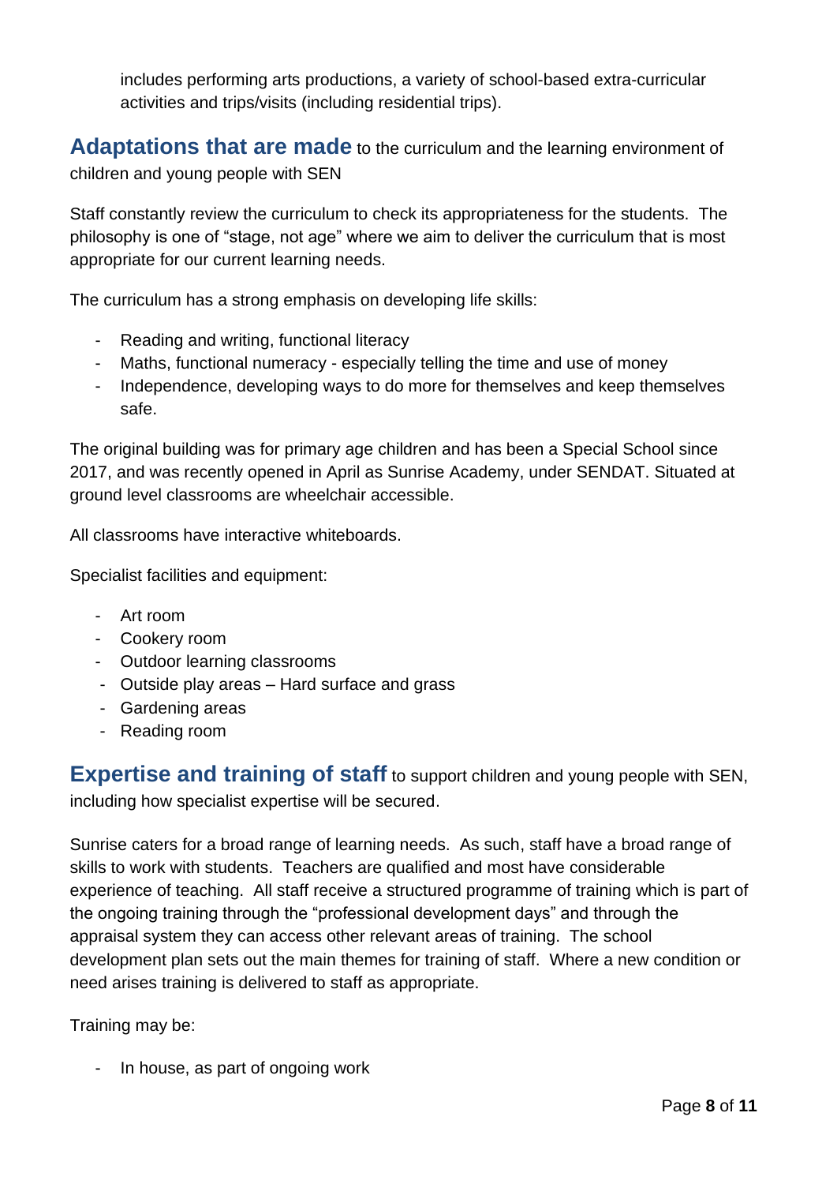includes performing arts productions, a variety of school-based extra-curricular activities and trips/visits (including residential trips).

## Adaptations that are made to the curriculum and the learning environment of children and young people with SEN

Staff constantly review the curriculum to check its appropriateness for the students. The philosophy is one of "stage, not age" where we aim to deliver the curriculum that is most appropriate for our current learning needs.

The curriculum has a strong emphasis on developing life skills:

- Reading and writing, functional literacy
- Maths, functional numeracy - especially telling the time and use of money
- Independence, developing ways to do more for themselves and keep themselves safe.

The original building was for primary age children and has been a Special School since 2017, and was recently opened in April as Sunrise Academy, under SENDAT. Situated at ground level classrooms are wheelchair accessible.

All classrooms have interactive whiteboards.

Specialist facilities and equipment:

- Art room
- Cookery room
- Outdoor learning classrooms
- Outside play areas – Hard surface and grass
- Gardening areas
- Reading room

## Expertise and training of staff to support children and young people with SEN, including how specialist expertise will be secured.

Sunrise caters for a broad range of learning needs. As such, staff have a broad range of skills to work with students. Teachers are qualified and most have considerable experience of teaching. All staff receive a structured programme of training which is part of the ongoing training through the "professional development days" and through the appraisal system they can access other relevant areas of training. The school development plan sets out the main themes for training of staff. Where a new condition or need arises training is delivered to staff as appropriate.

Training may be:

- In house, as part of ongoing work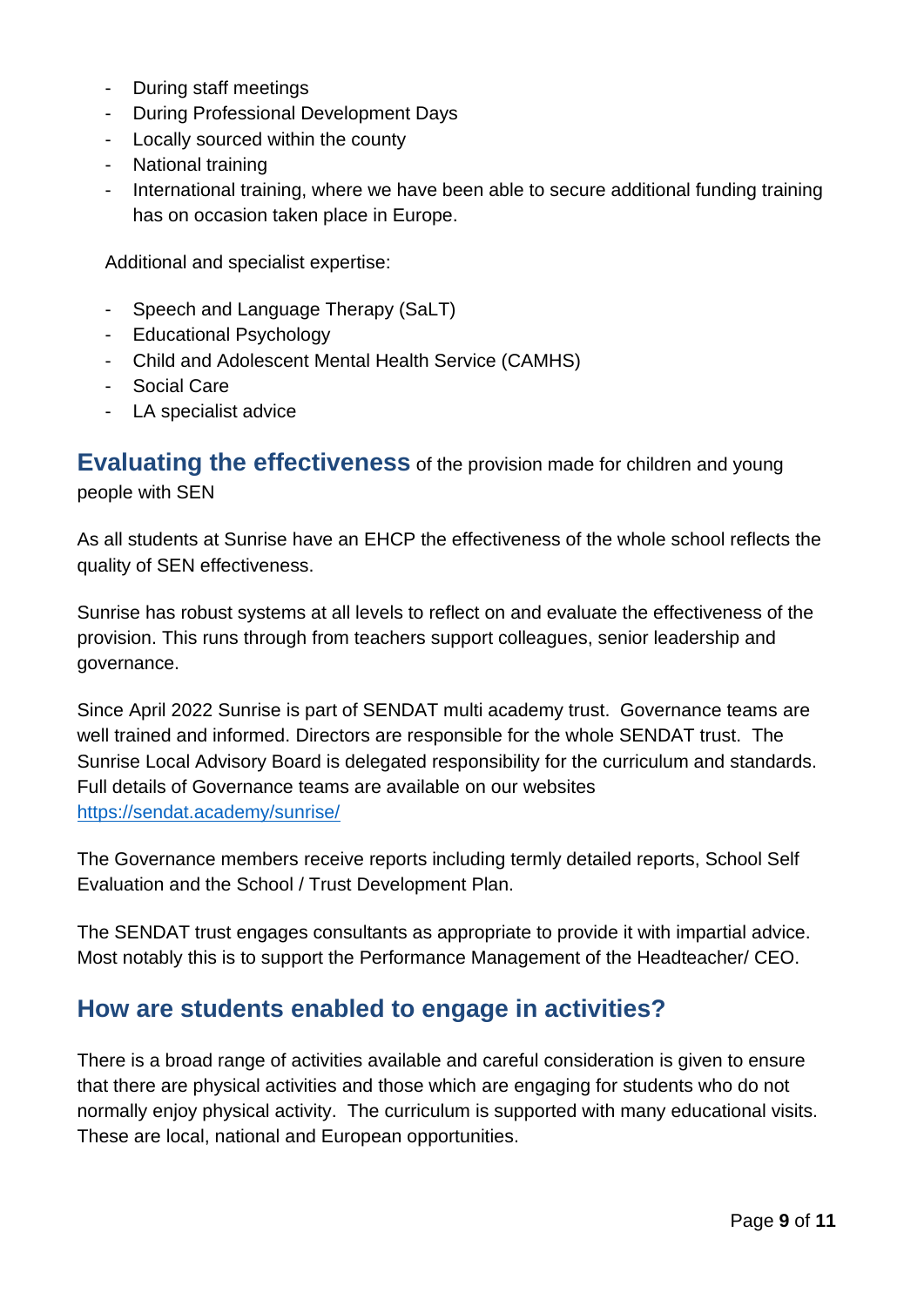- During staff meetings
- During Professional Development Days
- Locally sourced within the county
- National training
- International training, where we have been able to secure additional funding training has on occasion taken place in Europe.

Additional and specialist expertise:

- Speech and Language Therapy (SaLT)
- Educational Psychology
- Child and Adolescent Mental Health Service (CAMHS)
- Social Care
- LA specialist advice

## Evaluating the effectiveness of the provision made for children and young people with SEN

As all students at Sunrise have an EHCP the effectiveness of the whole school reflects the quality of SEN effectiveness.

Sunrise has robust systems at all levels to reflect on and evaluate the effectiveness of the provision. This runs through from teachers support colleagues, senior leadership and governance.

Since April 2022 Sunrise is part of SENDAT multi academy trust. Governance teams are well trained and informed. Directors are responsible for the whole SENDAT trust. The Sunrise Local Advisory Board is delegated responsibility for the curriculum and standards. Full details of Governance teams are available on our websites [https://sendat.academy/sunrise/](https://sendat.academy/sunrise/)

The Governance members receive reports including termly detailed reports, School Self Evaluation and the School / Trust Development Plan.

The SENDAT trust engages consultants as appropriate to provide it with impartial advice. Most notably this is to support the Performance Management of the Headteacher/ CEO.

## How are students enabled to engage in activities?

There is a broad range of activities available and careful consideration is given to ensure that there are physical activities and those which are engaging for students who do not normally enjoy physical activity. The curriculum is supported with many educational visits. These are local, national and European opportunities.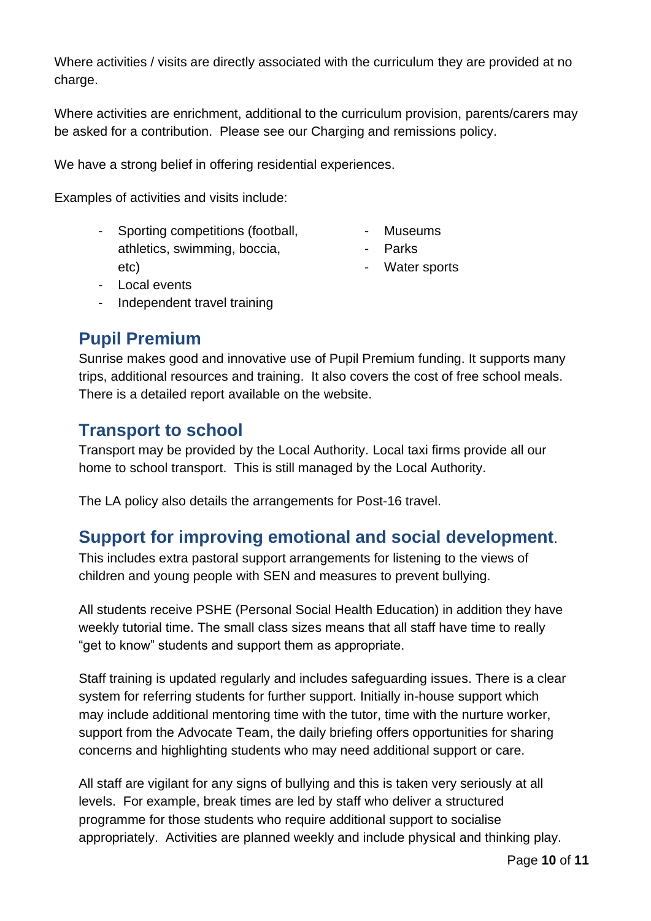Where activities / visits are directly associated with the curriculum they are provided at no charge.

Where activities are enrichment, additional to the curriculum provision, parents/carers may be asked for a contribution. Please see our Charging and remissions policy.

We have a strong belief in offering residential experiences.

Examples of activities and visits include:

- Sporting competitions (football, athletics, swimming, boccia, etc)
- Local events
- Independent travel training
- Museums
- Parks
- Water sports

## Pupil Premium

Sunrise makes good and innovative use of Pupil Premium funding. It supports many trips, additional resources and training. It also covers the cost of free school meals. There is a detailed report available on the website.

## Transport to school

Transport may be provided by the Local Authority. Local taxi firms provide all our home to school transport. This is still managed by the Local Authority.

The LA policy also details the arrangements for Post-16 travel.

## Support for improving emotional and social development.

This includes extra pastoral support arrangements for listening to the views of children and young people with SEN and measures to prevent bullying.

All students receive PSHE (Personal Social Health Education) in addition they have weekly tutorial time. The small class sizes means that all staff have time to really "get to know" students and support them as appropriate.

Staff training is updated regularly and includes safeguarding issues. There is a clear system for referring students for further support. Initially in-house support which may include additional mentoring time with the tutor, time with the nurture worker, support from the Advocate Team, the daily briefing offers opportunities for sharing concerns and highlighting students who may need additional support or care.

All staff are vigilant for any signs of bullying and this is taken very seriously at all levels. For example, break times are led by staff who deliver a structured programme for those students who require additional support to socialise appropriately. Activities are planned weekly and include physical and thinking play.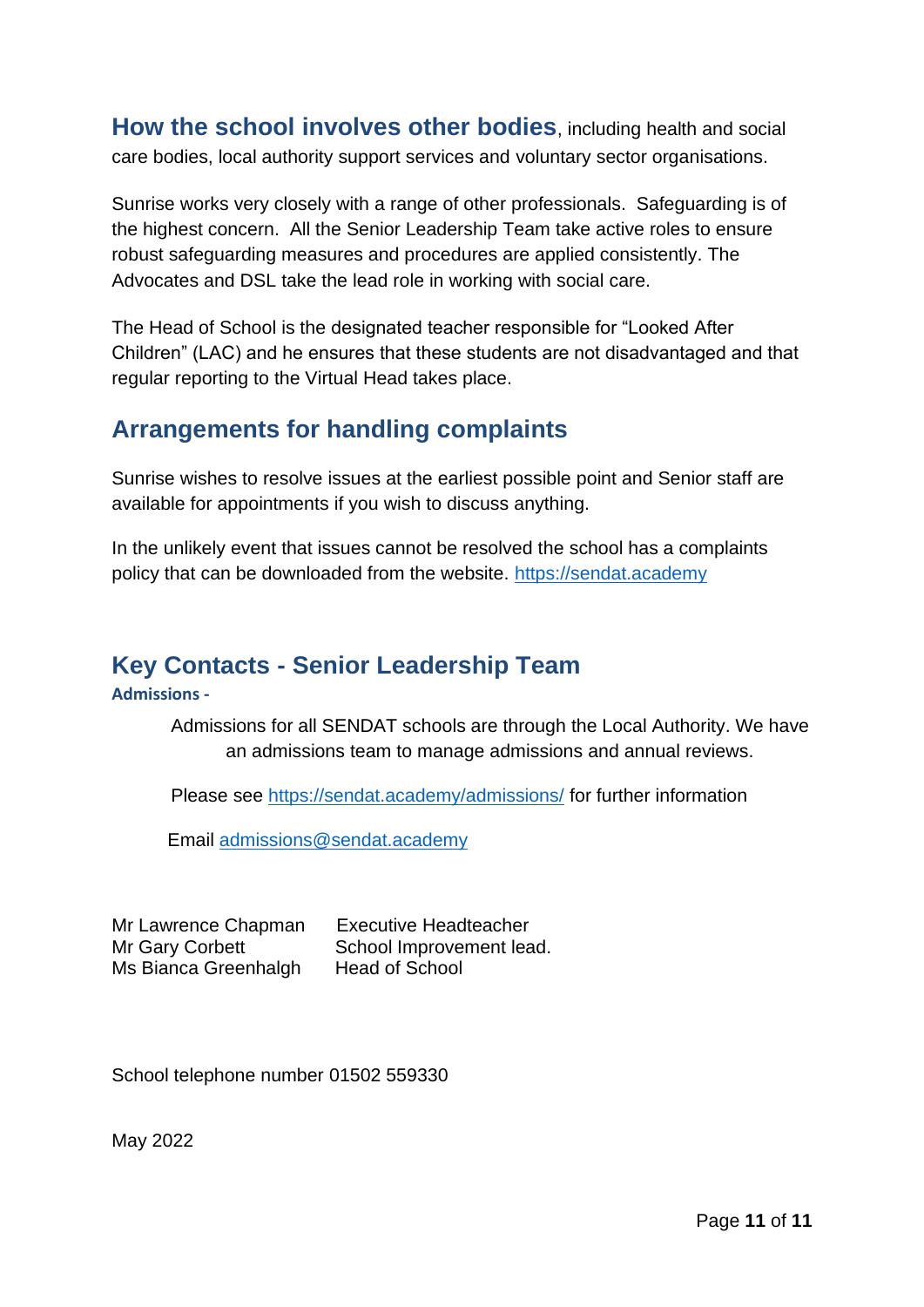## How the school involves other bodies, including health and social care bodies, local authority support services and voluntary sector organisations.

Sunrise works very closely with a range of other professionals. Safeguarding is of the highest concern. All the Senior Leadership Team take active roles to ensure robust safeguarding measures and procedures are applied consistently. The Advocates and DSL take the lead role in working with social care.

The Head of School is the designated teacher responsible for "Looked After Children" (LAC) and he ensures that these students are not disadvantaged and that regular reporting to the Virtual Head takes place.

## Arrangements for handling complaints

Sunrise wishes to resolve issues at the earliest possible point and Senior staff are available for appointments if you wish to discuss anything.

In the unlikely event that issues cannot be resolved the school has a complaints policy that can be downloaded from the website. https://sendat.academy

## Key Contacts - Senior Leadership Team

**Admissions -**

Admissions for all SENDAT schools are through the Local Authority. We have an admissions team to manage admissions and annual reviews.

Please see https://sendat.academy/admissions/ for further information

Email admissions@sendat.academy

| | |
|---|---|
| Mr Lawrence Chapman | Executive Headteacher |
| Mr Gary Corbett | School Improvement lead. |
| Ms Bianca Greenhalgh | Head of School |

School telephone number 01502 559330

May 2022